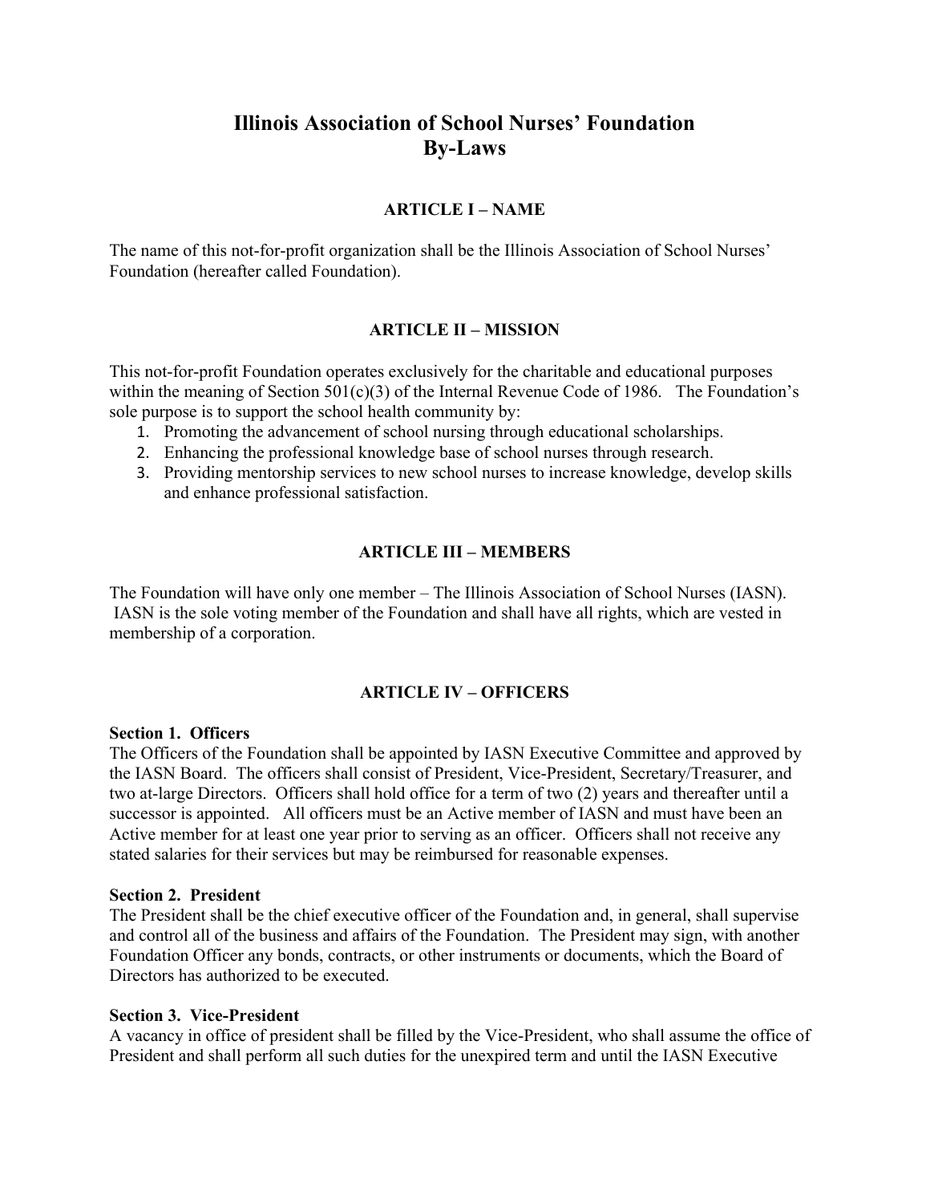# Illinois Association of School Nurses' Foundation
# By-Laws

## ARTICLE I – NAME

The name of this not-for-profit organization shall be the Illinois Association of School Nurses' Foundation (hereafter called Foundation).

## ARTICLE II – MISSION

This not-for-profit Foundation operates exclusively for the charitable and educational purposes within the meaning of Section 501(c)(3) of the Internal Revenue Code of 1986. The Foundation's sole purpose is to support the school health community by:

1. Promoting the advancement of school nursing through educational scholarships.
2. Enhancing the professional knowledge base of school nurses through research.
3. Providing mentorship services to new school nurses to increase knowledge, develop skills and enhance professional satisfaction.

## ARTICLE III – MEMBERS

The Foundation will have only one member – The Illinois Association of School Nurses (IASN). IASN is the sole voting member of the Foundation and shall have all rights, which are vested in membership of a corporation.

## ARTICLE IV – OFFICERS

**Section 1. Officers**
The Officers of the Foundation shall be appointed by IASN Executive Committee and approved by the IASN Board. The officers shall consist of President, Vice-President, Secretary/Treasurer, and two at-large Directors. Officers shall hold office for a term of two (2) years and thereafter until a successor is appointed. All officers must be an Active member of IASN and must have been an Active member for at least one year prior to serving as an officer. Officers shall not receive any stated salaries for their services but may be reimbursed for reasonable expenses.

**Section 2. President**
The President shall be the chief executive officer of the Foundation and, in general, shall supervise and control all of the business and affairs of the Foundation. The President may sign, with another Foundation Officer any bonds, contracts, or other instruments or documents, which the Board of Directors has authorized to be executed.

**Section 3. Vice-President**
A vacancy in office of president shall be filled by the Vice-President, who shall assume the office of President and shall perform all such duties for the unexpired term and until the IASN Executive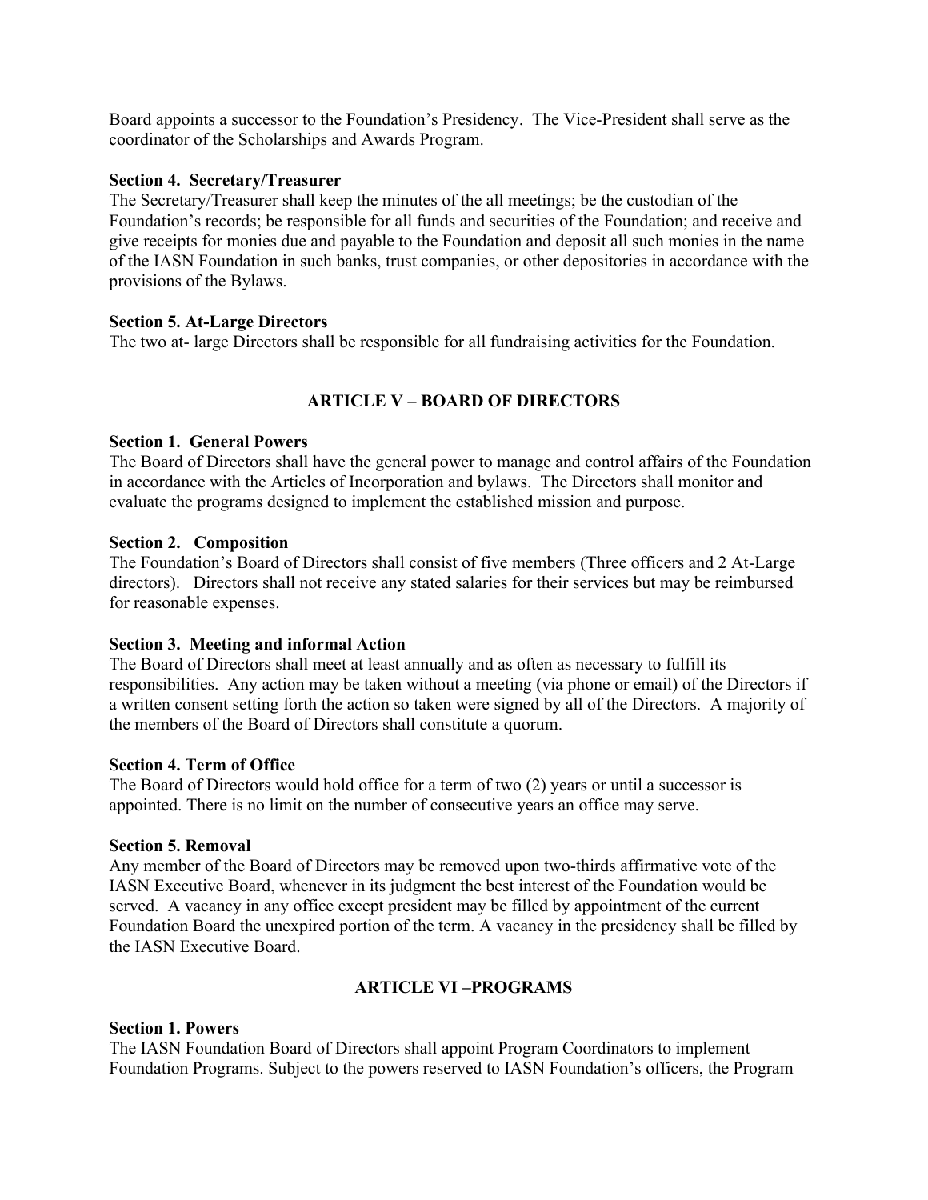Board appoints a successor to the Foundation's Presidency. The Vice-President shall serve as the coordinator of the Scholarships and Awards Program.

**Section 4. Secretary/Treasurer**
The Secretary/Treasurer shall keep the minutes of the all meetings; be the custodian of the Foundation's records; be responsible for all funds and securities of the Foundation; and receive and give receipts for monies due and payable to the Foundation and deposit all such monies in the name of the IASN Foundation in such banks, trust companies, or other depositories in accordance with the provisions of the Bylaws.

**Section 5. At-Large Directors**
The two at- large Directors shall be responsible for all fundraising activities for the Foundation.

## ARTICLE V – BOARD OF DIRECTORS

**Section 1. General Powers**
The Board of Directors shall have the general power to manage and control affairs of the Foundation in accordance with the Articles of Incorporation and bylaws. The Directors shall monitor and evaluate the programs designed to implement the established mission and purpose.

**Section 2. Composition**
The Foundation's Board of Directors shall consist of five members (Three officers and 2 At-Large directors). Directors shall not receive any stated salaries for their services but may be reimbursed for reasonable expenses.

**Section 3. Meeting and informal Action**
The Board of Directors shall meet at least annually and as often as necessary to fulfill its responsibilities. Any action may be taken without a meeting (via phone or email) of the Directors if a written consent setting forth the action so taken were signed by all of the Directors. A majority of the members of the Board of Directors shall constitute a quorum.

**Section 4. Term of Office**
The Board of Directors would hold office for a term of two (2) years or until a successor is appointed. There is no limit on the number of consecutive years an office may serve.

**Section 5. Removal**
Any member of the Board of Directors may be removed upon two-thirds affirmative vote of the IASN Executive Board, whenever in its judgment the best interest of the Foundation would be served. A vacancy in any office except president may be filled by appointment of the current Foundation Board the unexpired portion of the term. A vacancy in the presidency shall be filled by the IASN Executive Board.

## ARTICLE VI –PROGRAMS

**Section 1. Powers**
The IASN Foundation Board of Directors shall appoint Program Coordinators to implement Foundation Programs. Subject to the powers reserved to IASN Foundation's officers, the Program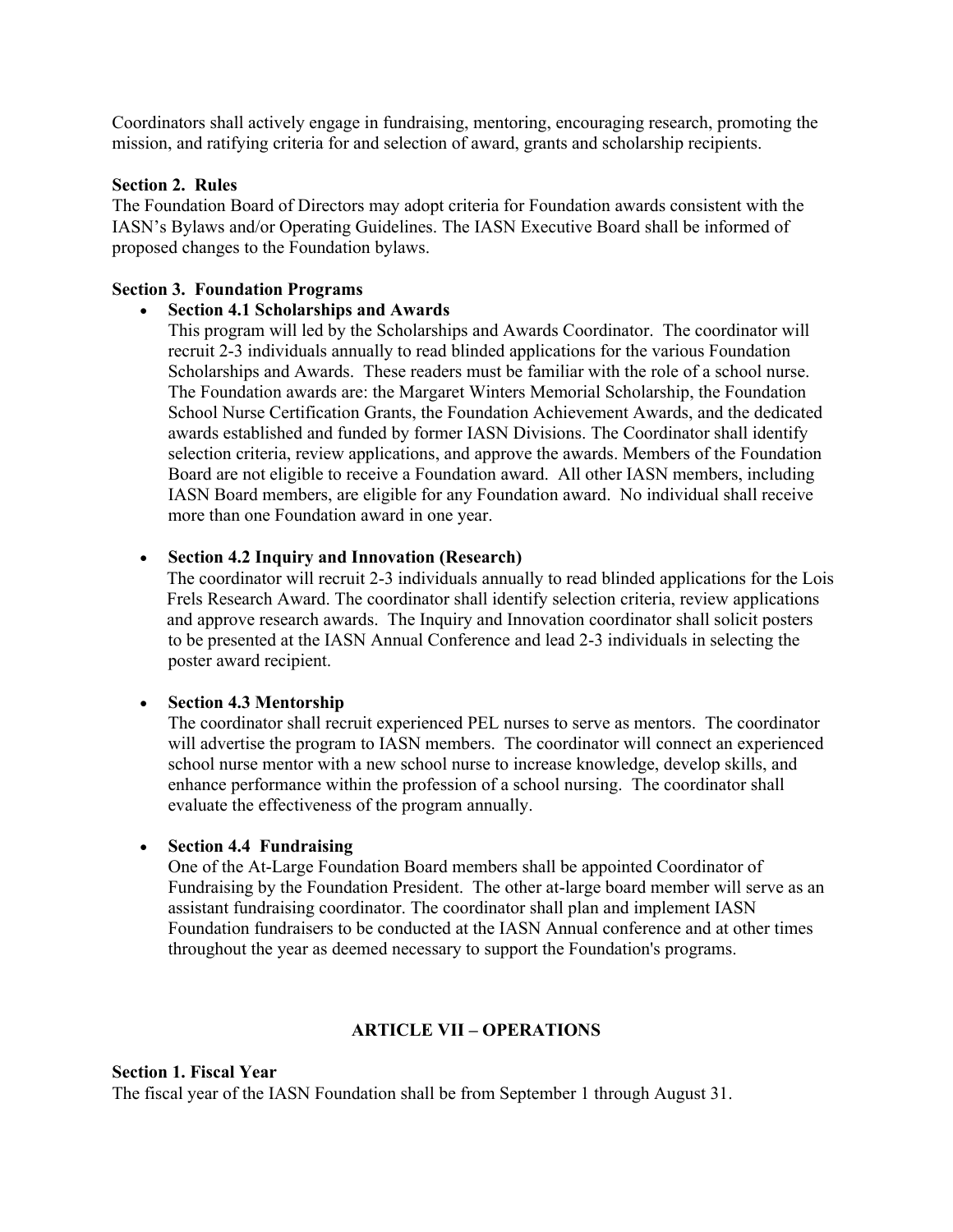Coordinators shall actively engage in fundraising, mentoring, encouraging research, promoting the mission, and ratifying criteria for and selection of award, grants and scholarship recipients.

**Section 2. Rules**
The Foundation Board of Directors may adopt criteria for Foundation awards consistent with the IASN's Bylaws and/or Operating Guidelines. The IASN Executive Board shall be informed of proposed changes to the Foundation bylaws.

**Section 3. Foundation Programs**

- **Section 4.1 Scholarships and Awards**
  This program will led by the Scholarships and Awards Coordinator. The coordinator will recruit 2-3 individuals annually to read blinded applications for the various Foundation Scholarships and Awards. These readers must be familiar with the role of a school nurse. The Foundation awards are: the Margaret Winters Memorial Scholarship, the Foundation School Nurse Certification Grants, the Foundation Achievement Awards, and the dedicated awards established and funded by former IASN Divisions. The Coordinator shall identify selection criteria, review applications, and approve the awards. Members of the Foundation Board are not eligible to receive a Foundation award. All other IASN members, including IASN Board members, are eligible for any Foundation award. No individual shall receive more than one Foundation award in one year.

- **Section 4.2 Inquiry and Innovation (Research)**
  The coordinator will recruit 2-3 individuals annually to read blinded applications for the Lois Frels Research Award. The coordinator shall identify selection criteria, review applications and approve research awards. The Inquiry and Innovation coordinator shall solicit posters to be presented at the IASN Annual Conference and lead 2-3 individuals in selecting the poster award recipient.

- **Section 4.3 Mentorship**
  The coordinator shall recruit experienced PEL nurses to serve as mentors. The coordinator will advertise the program to IASN members. The coordinator will connect an experienced school nurse mentor with a new school nurse to increase knowledge, develop skills, and enhance performance within the profession of a school nursing. The coordinator shall evaluate the effectiveness of the program annually.

- **Section 4.4 Fundraising**
  One of the At-Large Foundation Board members shall be appointed Coordinator of Fundraising by the Foundation President. The other at-large board member will serve as an assistant fundraising coordinator. The coordinator shall plan and implement IASN Foundation fundraisers to be conducted at the IASN Annual conference and at other times throughout the year as deemed necessary to support the Foundation's programs.

## ARTICLE VII – OPERATIONS

**Section 1. Fiscal Year**
The fiscal year of the IASN Foundation shall be from September 1 through August 31.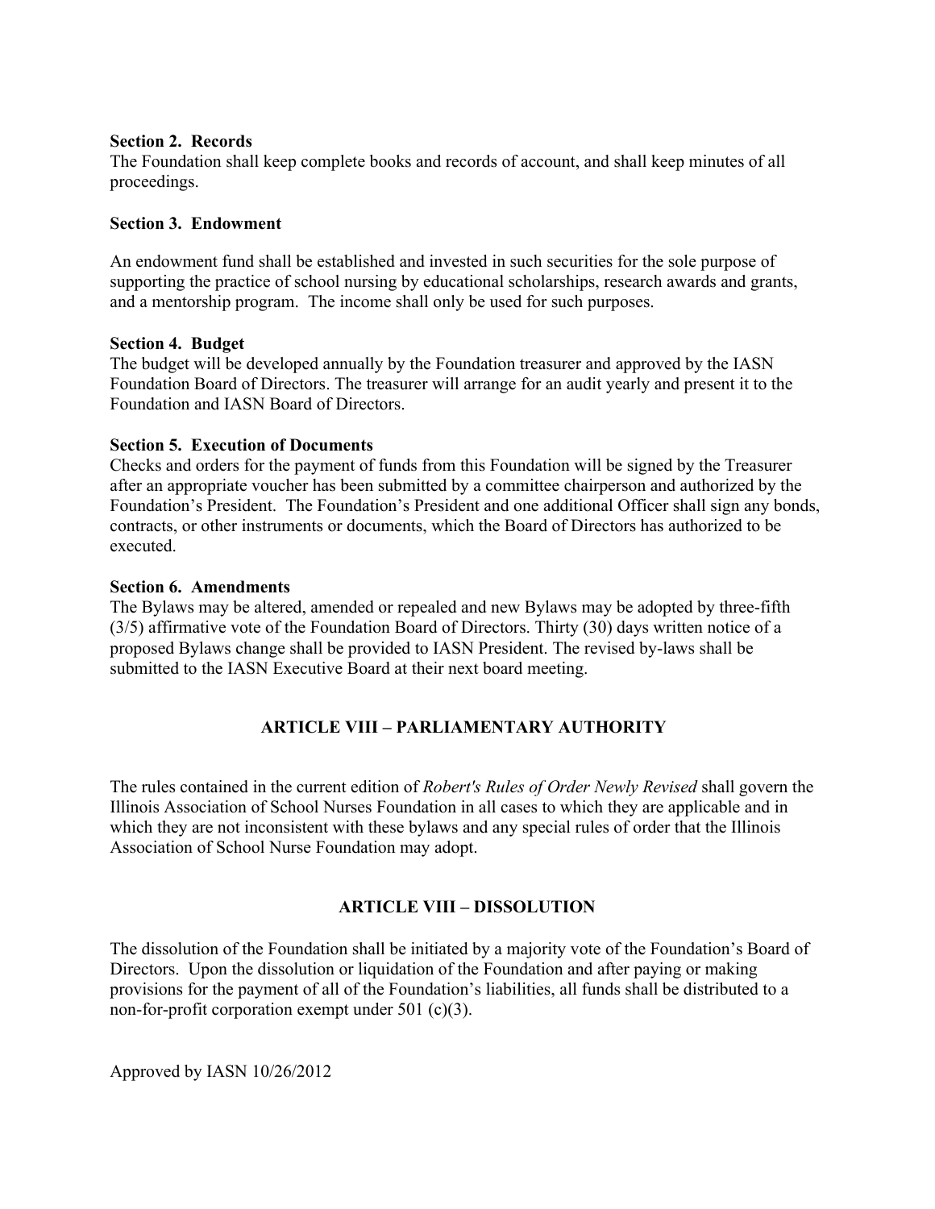**Section 2. Records**
The Foundation shall keep complete books and records of account, and shall keep minutes of all proceedings.

**Section 3. Endowment**

An endowment fund shall be established and invested in such securities for the sole purpose of supporting the practice of school nursing by educational scholarships, research awards and grants, and a mentorship program. The income shall only be used for such purposes.

**Section 4. Budget**
The budget will be developed annually by the Foundation treasurer and approved by the IASN Foundation Board of Directors. The treasurer will arrange for an audit yearly and present it to the Foundation and IASN Board of Directors.

**Section 5. Execution of Documents**
Checks and orders for the payment of funds from this Foundation will be signed by the Treasurer after an appropriate voucher has been submitted by a committee chairperson and authorized by the Foundation's President. The Foundation's President and one additional Officer shall sign any bonds, contracts, or other instruments or documents, which the Board of Directors has authorized to be executed.

**Section 6. Amendments**
The Bylaws may be altered, amended or repealed and new Bylaws may be adopted by three-fifth (3/5) affirmative vote of the Foundation Board of Directors. Thirty (30) days written notice of a proposed Bylaws change shall be provided to IASN President. The revised by-laws shall be submitted to the IASN Executive Board at their next board meeting.

## ARTICLE VIII – PARLIAMENTARY AUTHORITY

The rules contained in the current edition of *Robert's Rules of Order Newly Revised* shall govern the Illinois Association of School Nurses Foundation in all cases to which they are applicable and in which they are not inconsistent with these bylaws and any special rules of order that the Illinois Association of School Nurse Foundation may adopt.

## ARTICLE VIII – DISSOLUTION

The dissolution of the Foundation shall be initiated by a majority vote of the Foundation's Board of Directors. Upon the dissolution or liquidation of the Foundation and after paying or making provisions for the payment of all of the Foundation's liabilities, all funds shall be distributed to a non-for-profit corporation exempt under 501 (c)(3).

Approved by IASN 10/26/2012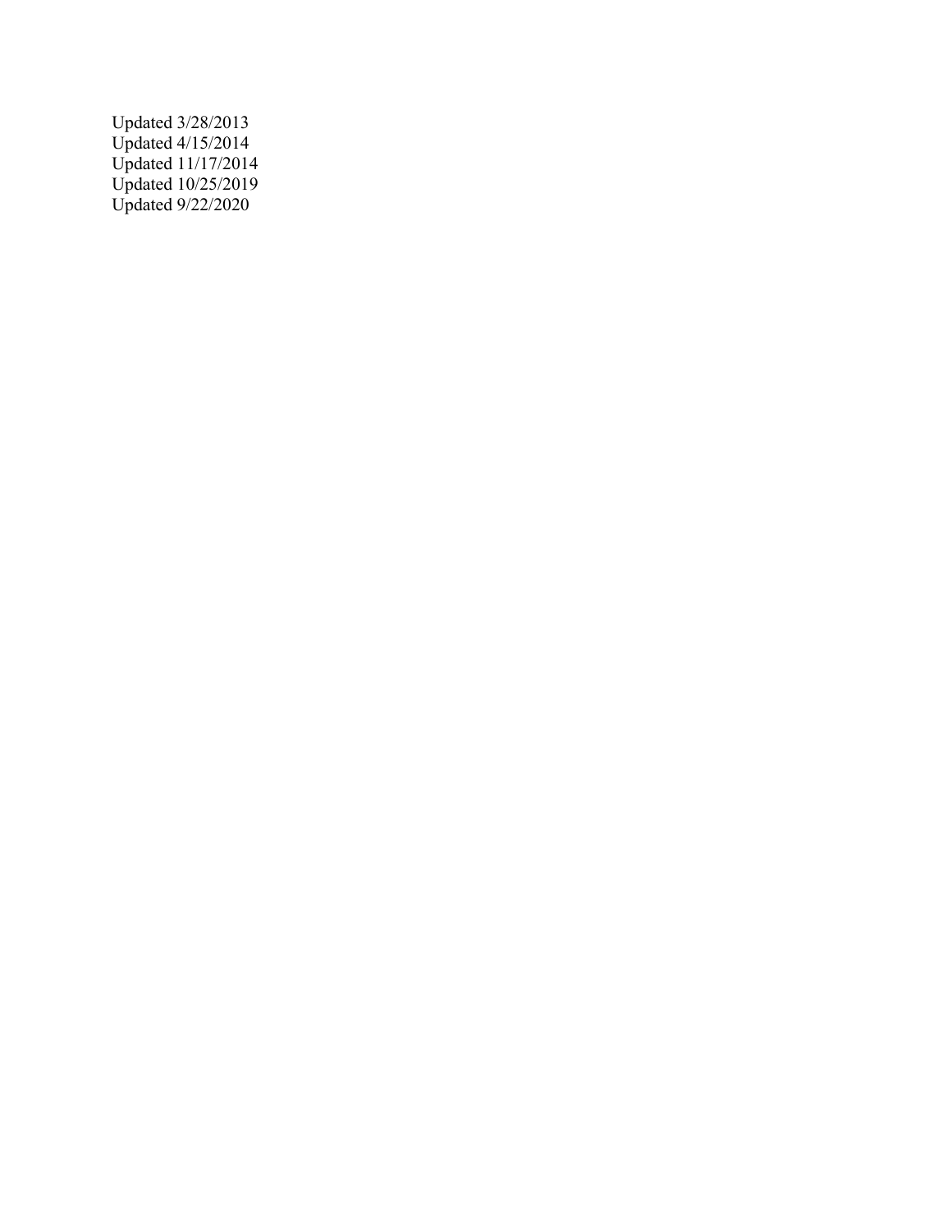Updated 3/28/2013
Updated 4/15/2014
Updated 11/17/2014
Updated 10/25/2019
Updated 9/22/2020